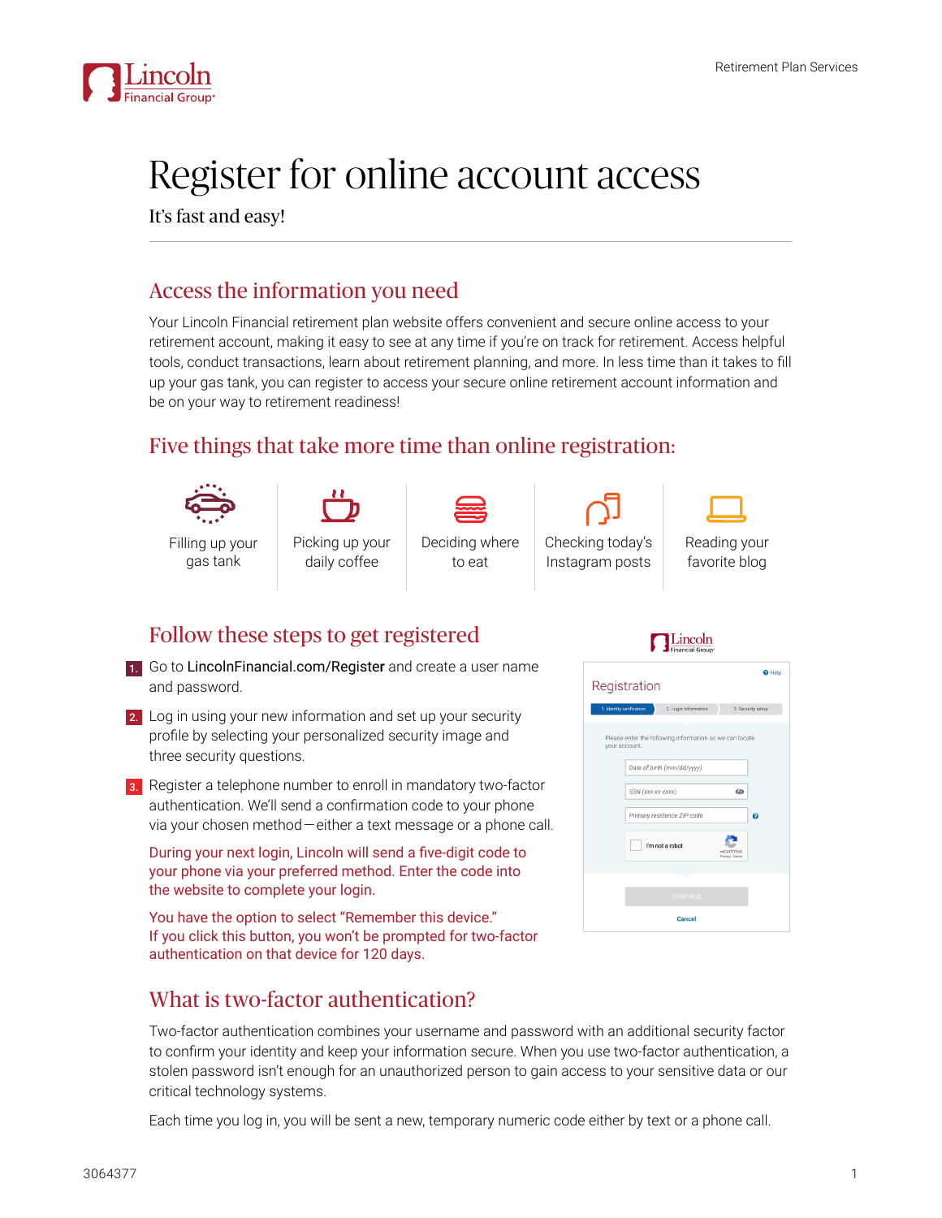# Register for online account access

It's fast and easy!

## Access the information you need

Your Lincoln Financial retirement plan website offers convenient and secure online access to your retirement account, making it easy to see at any time if you're on track for retirement. Access helpful tools, conduct transactions, learn about retirement planning, and more. In less time than it takes to fill up your gas tank, you can register to access your secure online retirement account information and be on your way to retirement readiness!

## Five things that take more time than online registration:

- Filling up your gas tank
- Picking up your daily coffee
- Deciding where to eat
- Checking today's Instagram posts
- Reading your favorite blog

## Follow these steps to get registered

1. Go to **LincolnFinancial.com/Register** and create a user name and password.
2. Log in using your new information and set up your security profile by selecting your personalized security image and three security questions.
3. Register a telephone number to enroll in mandatory two-factor authentication. We'll send a confirmation code to your phone via your chosen method—either a text message or a phone call.

During your next login, Lincoln will send a five-digit code to your phone via your preferred method. Enter the code into the website to complete your login.

You have the option to select "Remember this device." If you click this button, you won't be prompted for two-factor authentication on that device for 120 days.

## What is two-factor authentication?

Two-factor authentication combines your username and password with an additional security factor to confirm your identity and keep your information secure. When you use two-factor authentication, a stolen password isn't enough for an unauthorized person to gain access to your sensitive data or our critical technology systems.

Each time you log in, you will be sent a new, temporary numeric code either by text or a phone call.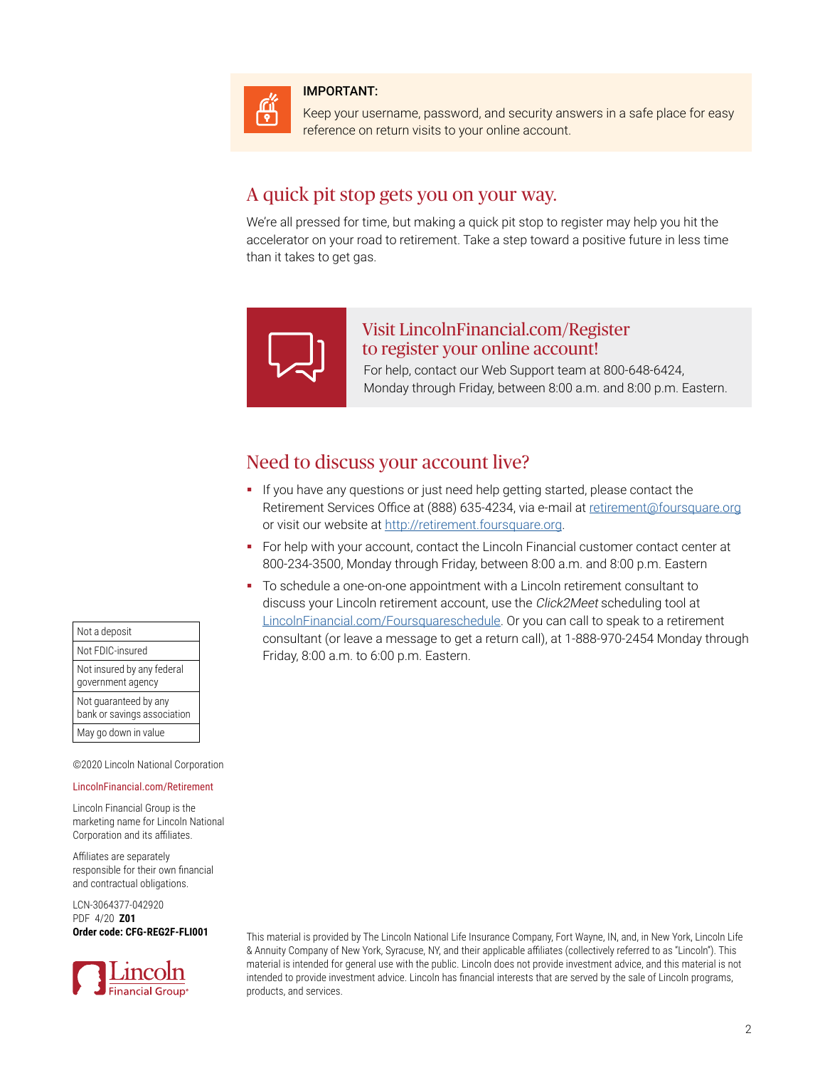**IMPORTANT:**

Keep your username, password, and security answers in a safe place for easy reference on return visits to your online account.

## A quick pit stop gets you on your way.

We're all pressed for time, but making a quick pit stop to register may help you hit the accelerator on your road to retirement. Take a step toward a positive future in less time than it takes to get gas.

### Visit LincolnFinancial.com/Register to register your online account!

For help, contact our Web Support team at 800-648-6424, Monday through Friday, between 8:00 a.m. and 8:00 p.m. Eastern.

## Need to discuss your account live?

- If you have any questions or just need help getting started, please contact the Retirement Services Office at (888) 635-4234, via e-mail at retirement@foursquare.org or visit our website at http://retirement.foursquare.org.
- For help with your account, contact the Lincoln Financial customer contact center at 800-234-3500, Monday through Friday, between 8:00 a.m. and 8:00 p.m. Eastern
- To schedule a one-on-one appointment with a Lincoln retirement consultant to discuss your Lincoln retirement account, use the *Click2Meet* scheduling tool at LincolnFinancial.com/Foursquareschedule. Or you can call to speak to a retirement consultant (or leave a message to get a return call), at 1-888-970-2454 Monday through Friday, 8:00 a.m. to 6:00 p.m. Eastern.

| |
|---|
| Not a deposit |
| Not FDIC-insured |
| Not insured by any federal government agency |
| Not guaranteed by any bank or savings association |
| May go down in value |

©2020 Lincoln National Corporation

LincolnFinancial.com/Retirement

Lincoln Financial Group is the marketing name for Lincoln National Corporation and its affiliates.

Affiliates are separately responsible for their own financial and contractual obligations.

LCN-3064377-042920
PDF 4/20 **Z01**
**Order code: CFG-REG2F-FLI001**

Lincoln Financial Group®

This material is provided by The Lincoln National Life Insurance Company, Fort Wayne, IN, and, in New York, Lincoln Life & Annuity Company of New York, Syracuse, NY, and their applicable affiliates (collectively referred to as "Lincoln"). This material is intended for general use with the public. Lincoln does not provide investment advice, and this material is not intended to provide investment advice. Lincoln has financial interests that are served by the sale of Lincoln programs, products, and services.